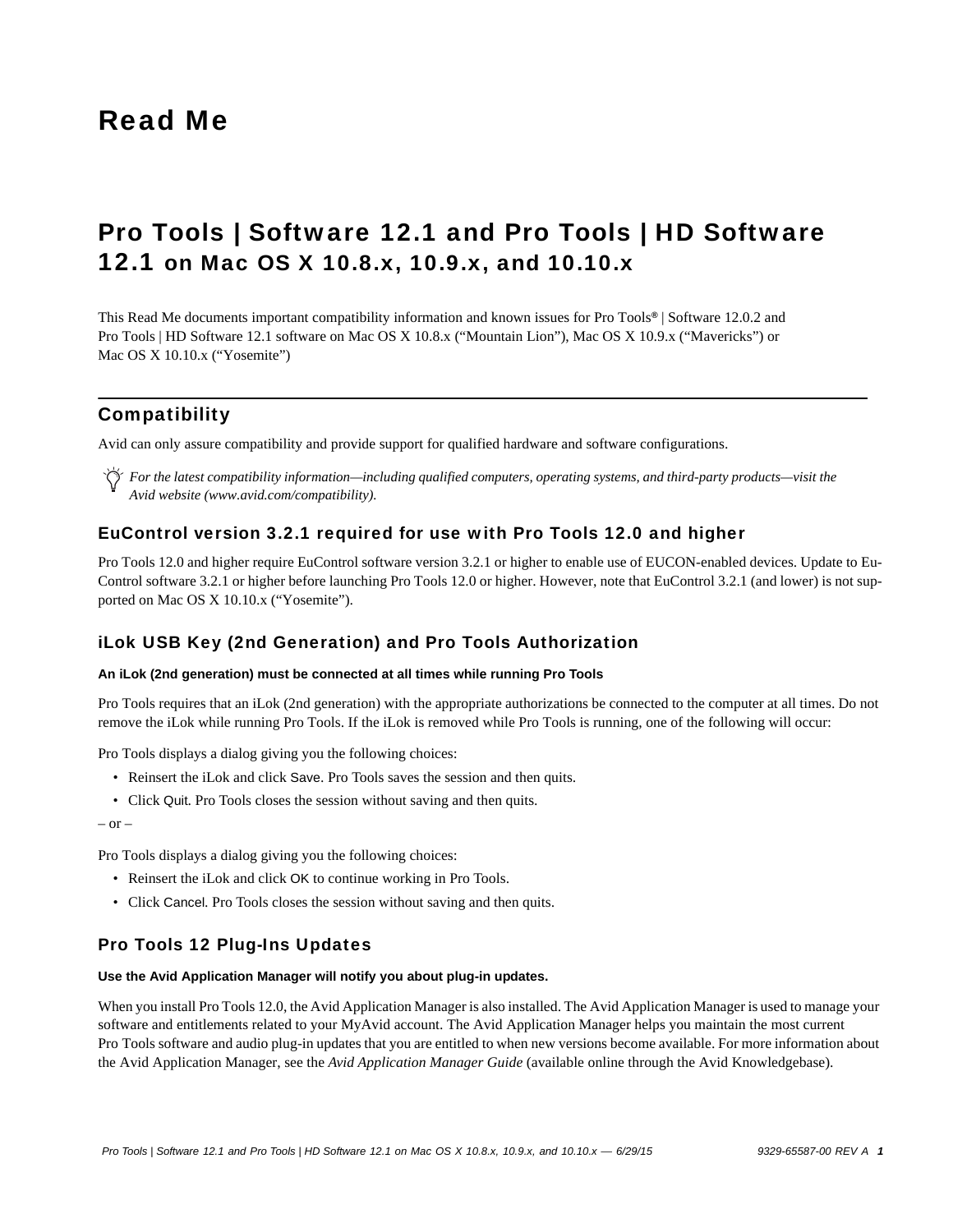# Read Me

# Pro Tools | Software 12.1 and Pro Tools | HD Software 12.1 on Mac OS X 10.8.x, 10.9.x, and 10.10.x

This Read Me documents important compatibility information and known issues for Pro Tools® | Software 12.0.2 and Pro Tools | HD Software 12.1 software on Mac OS X 10.8.x ("Mountain Lion"), Mac OS X 10.9.x ("Mavericks") or Mac OS X 10.10.x ("Yosemite")

## Compatibility

Avid can only assure compatibility and provide support for qualified hardware and software configurations.

*For the latest compatibility information—including qualified computers, operating systems, and third-party products—visit the Avid website (www.avid.com/compatibility).*

### EuControl version 3.2.1 required for use with Pro Tools 12.0 and higher

Pro Tools 12.0 and higher require EuControl software version 3.2.1 or higher to enable use of EUCON-enabled devices. Update to EuControl software 3.2.1 or higher before launching Pro Tools 12.0 or higher. However, note that EuControl 3.2.1 (and lower) is not supported on Mac OS X 10.10.x ("Yosemite").

### iLok USB Key (2nd Generation) and Pro Tools Authorization

**An iLok (2nd generation) must be connected at all times while running Pro Tools**

Pro Tools requires that an iLok (2nd generation) with the appropriate authorizations be connected to the computer at all times. Do not remove the iLok while running Pro Tools. If the iLok is removed while Pro Tools is running, one of the following will occur:

Pro Tools displays a dialog giving you the following choices:

- Reinsert the iLok and click Save. Pro Tools saves the session and then quits.
- Click Quit. Pro Tools closes the session without saving and then quits.

– or –

Pro Tools displays a dialog giving you the following choices:

- Reinsert the iLok and click OK to continue working in Pro Tools.
- Click Cancel. Pro Tools closes the session without saving and then quits.

### Pro Tools 12 Plug-Ins Updates

**Use the Avid Application Manager will notify you about plug-in updates.**

When you install Pro Tools 12.0, the Avid Application Manager is also installed. The Avid Application Manager is used to manage your software and entitlements related to your MyAvid account. The Avid Application Manager helps you maintain the most current Pro Tools software and audio plug-in updates that you are entitled to when new versions become available. For more information about the Avid Application Manager, see the *Avid Application Manager Guide* (available online through the Avid Knowledgebase).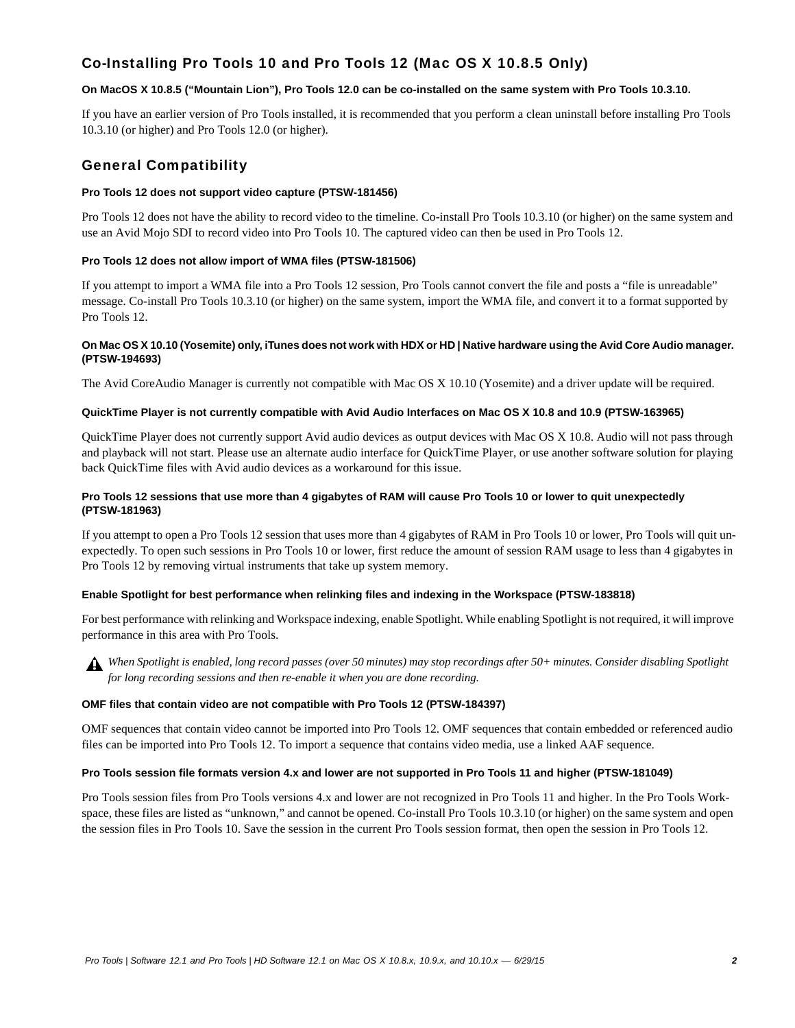## Co-Installing Pro Tools 10 and Pro Tools 12 (Mac OS X 10.8.5 Only)

**On MacOS X 10.8.5 (“Mountain Lion”), Pro Tools 12.0 can be co-installed on the same system with Pro Tools 10.3.10.**

If you have an earlier version of Pro Tools installed, it is recommended that you perform a clean uninstall before installing Pro Tools 10.3.10 (or higher) and Pro Tools 12.0 (or higher).

## General Compatibility

**Pro Tools 12 does not support video capture (PTSW-181456)**

Pro Tools 12 does not have the ability to record video to the timeline. Co-install Pro Tools 10.3.10 (or higher) on the same system and use an Avid Mojo SDI to record video into Pro Tools 10. The captured video can then be used in Pro Tools 12.

**Pro Tools 12 does not allow import of WMA files (PTSW-181506)**

If you attempt to import a WMA file into a Pro Tools 12 session, Pro Tools cannot convert the file and posts a “file is unreadable” message. Co-install Pro Tools 10.3.10 (or higher) on the same system, import the WMA file, and convert it to a format supported by Pro Tools 12.

**On Mac OS X 10.10 (Yosemite) only, iTunes does not work with HDX or HD | Native hardware using the Avid Core Audio manager. (PTSW-194693)**

The Avid CoreAudio Manager is currently not compatible with Mac OS X 10.10 (Yosemite) and a driver update will be required.

**QuickTime Player is not currently compatible with Avid Audio Interfaces on Mac OS X 10.8 and 10.9 (PTSW-163965)**

QuickTime Player does not currently support Avid audio devices as output devices with Mac OS X 10.8. Audio will not pass through and playback will not start. Please use an alternate audio interface for QuickTime Player, or use another software solution for playing back QuickTime files with Avid audio devices as a workaround for this issue.

**Pro Tools 12 sessions that use more than 4 gigabytes of RAM will cause Pro Tools 10 or lower to quit unexpectedly (PTSW-181963)**

If you attempt to open a Pro Tools 12 session that uses more than 4 gigabytes of RAM in Pro Tools 10 or lower, Pro Tools will quit unexpectedly. To open such sessions in Pro Tools 10 or lower, first reduce the amount of session RAM usage to less than 4 gigabytes in Pro Tools 12 by removing virtual instruments that take up system memory.

**Enable Spotlight for best performance when relinking files and indexing in the Workspace (PTSW-183818)**

For best performance with relinking and Workspace indexing, enable Spotlight. While enabling Spotlight is not required, it will improve performance in this area with Pro Tools.

⚠ *When Spotlight is enabled, long record passes (over 50 minutes) may stop recordings after 50+ minutes. Consider disabling Spotlight for long recording sessions and then re-enable it when you are done recording.*

**OMF files that contain video are not compatible with Pro Tools 12 (PTSW-184397)**

OMF sequences that contain video cannot be imported into Pro Tools 12. OMF sequences that contain embedded or referenced audio files can be imported into Pro Tools 12. To import a sequence that contains video media, use a linked AAF sequence.

**Pro Tools session file formats version 4.x and lower are not supported in Pro Tools 11 and higher (PTSW-181049)**

Pro Tools session files from Pro Tools versions 4.x and lower are not recognized in Pro Tools 11 and higher. In the Pro Tools Workspace, these files are listed as “unknown,” and cannot be opened. Co-install Pro Tools 10.3.10 (or higher) on the same system and open the session files in Pro Tools 10. Save the session in the current Pro Tools session format, then open the session in Pro Tools 12.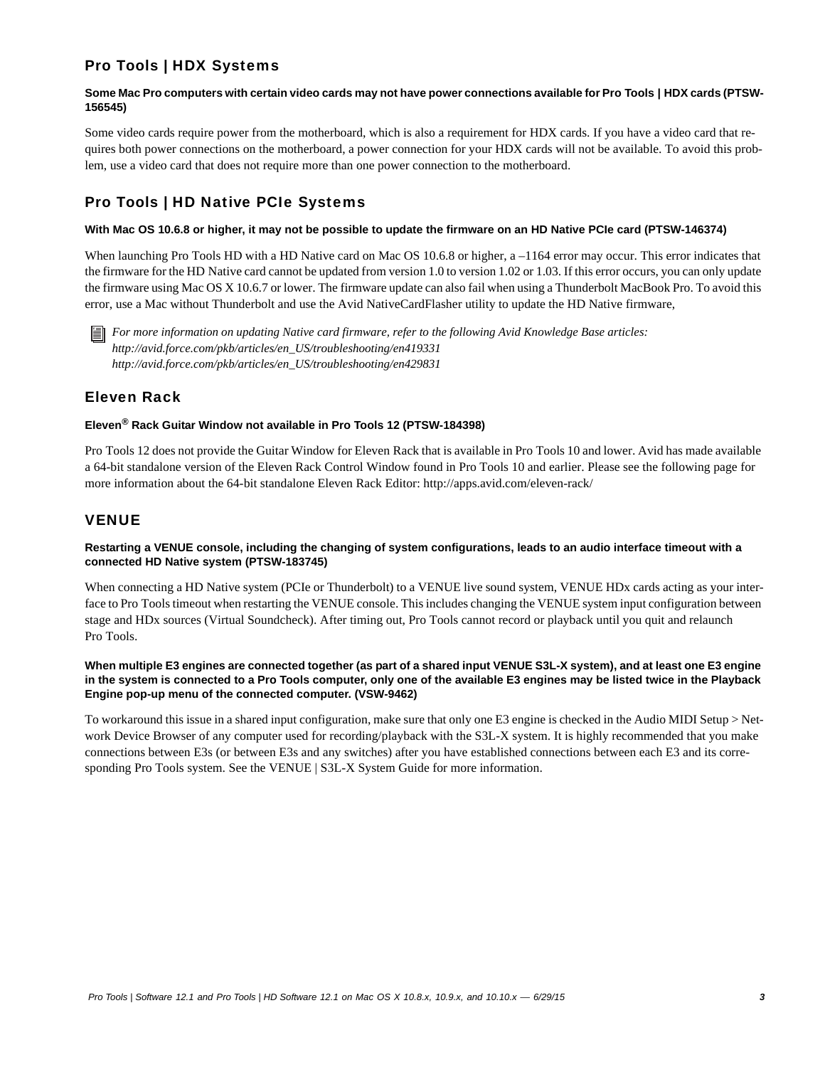## Pro Tools | HDX Systems

**Some Mac Pro computers with certain video cards may not have power connections available for Pro Tools | HDX cards (PTSW-156545)**

Some video cards require power from the motherboard, which is also a requirement for HDX cards. If you have a video card that requires both power connections on the motherboard, a power connection for your HDX cards will not be available. To avoid this problem, use a video card that does not require more than one power connection to the motherboard.

## Pro Tools | HD Native PCIe Systems

**With Mac OS 10.6.8 or higher, it may not be possible to update the firmware on an HD Native PCIe card (PTSW-146374)**

When launching Pro Tools HD with a HD Native card on Mac OS 10.6.8 or higher, a –1164 error may occur. This error indicates that the firmware for the HD Native card cannot be updated from version 1.0 to version 1.02 or 1.03. If this error occurs, you can only update the firmware using Mac OS X 10.6.7 or lower. The firmware update can also fail when using a Thunderbolt MacBook Pro. To avoid this error, use a Mac without Thunderbolt and use the Avid NativeCardFlasher utility to update the HD Native firmware,

*For more information on updating Native card firmware, refer to the following Avid Knowledge Base articles:*
*http://avid.force.com/pkb/articles/en_US/troubleshooting/en419331*
*http://avid.force.com/pkb/articles/en_US/troubleshooting/en429831*

## Eleven Rack

**Eleven® Rack Guitar Window not available in Pro Tools 12 (PTSW-184398)**

Pro Tools 12 does not provide the Guitar Window for Eleven Rack that is available in Pro Tools 10 and lower. Avid has made available a 64-bit standalone version of the Eleven Rack Control Window found in Pro Tools 10 and earlier. Please see the following page for more information about the 64-bit standalone Eleven Rack Editor: http://apps.avid.com/eleven-rack/

## VENUE

**Restarting a VENUE console, including the changing of system configurations, leads to an audio interface timeout with a connected HD Native system (PTSW-183745)**

When connecting a HD Native system (PCIe or Thunderbolt) to a VENUE live sound system, VENUE HDx cards acting as your interface to Pro Tools timeout when restarting the VENUE console. This includes changing the VENUE system input configuration between stage and HDx sources (Virtual Soundcheck). After timing out, Pro Tools cannot record or playback until you quit and relaunch Pro Tools.

**When multiple E3 engines are connected together (as part of a shared input VENUE S3L-X system), and at least one E3 engine in the system is connected to a Pro Tools computer, only one of the available E3 engines may be listed twice in the Playback Engine pop-up menu of the connected computer. (VSW-9462)**

To workaround this issue in a shared input configuration, make sure that only one E3 engine is checked in the Audio MIDI Setup > Network Device Browser of any computer used for recording/playback with the S3L-X system. It is highly recommended that you make connections between E3s (or between E3s and any switches) after you have established connections between each E3 and its corresponding Pro Tools system. See the VENUE | S3L-X System Guide for more information.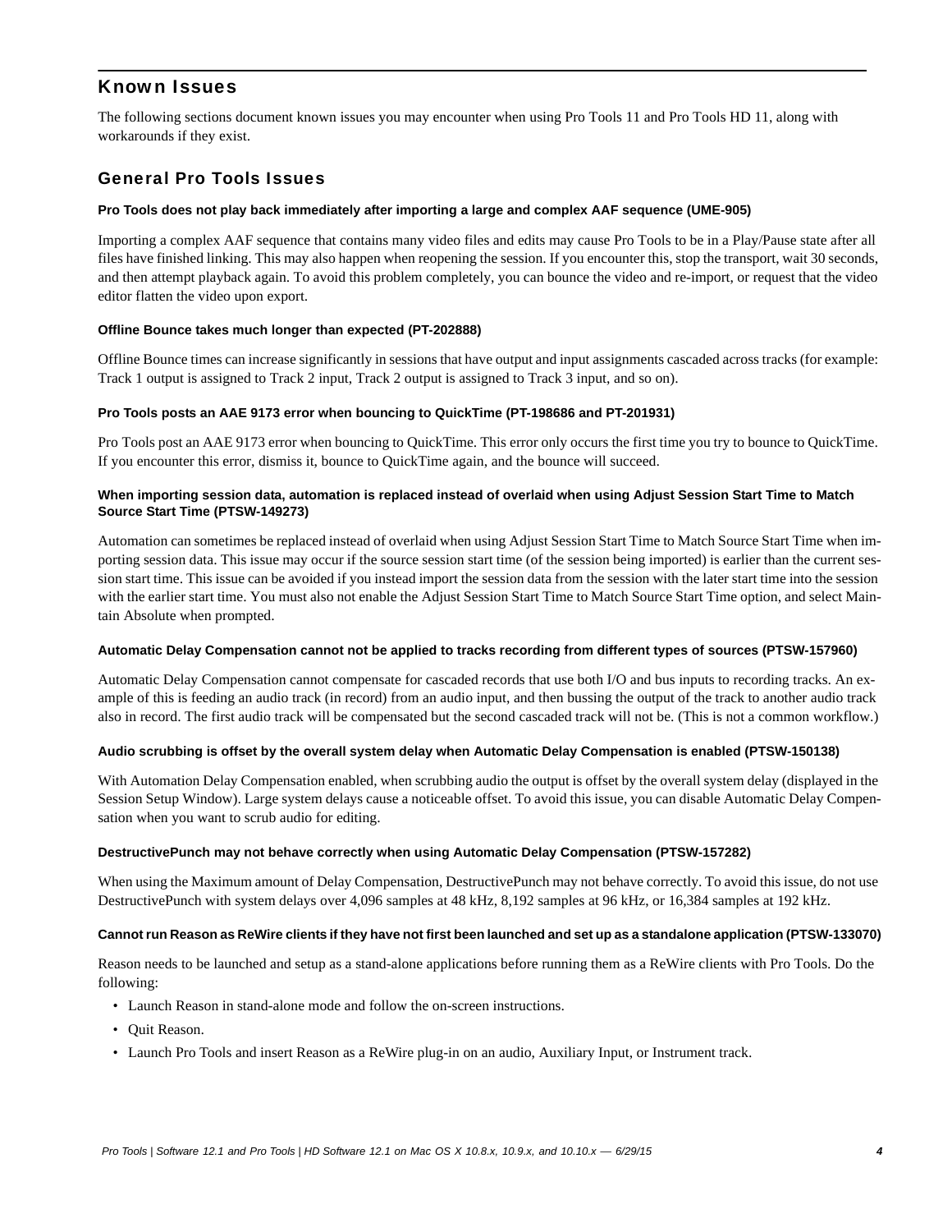## Known Issues

The following sections document known issues you may encounter when using Pro Tools 11 and Pro Tools HD 11, along with workarounds if they exist.

### General Pro Tools Issues

#### Pro Tools does not play back immediately after importing a large and complex AAF sequence (UME-905)

Importing a complex AAF sequence that contains many video files and edits may cause Pro Tools to be in a Play/Pause state after all files have finished linking. This may also happen when reopening the session. If you encounter this, stop the transport, wait 30 seconds, and then attempt playback again. To avoid this problem completely, you can bounce the video and re-import, or request that the video editor flatten the video upon export.

#### Offline Bounce takes much longer than expected (PT-202888)

Offline Bounce times can increase significantly in sessions that have output and input assignments cascaded across tracks (for example: Track 1 output is assigned to Track 2 input, Track 2 output is assigned to Track 3 input, and so on).

#### Pro Tools posts an AAE 9173 error when bouncing to QuickTime (PT-198686 and PT-201931)

Pro Tools post an AAE 9173 error when bouncing to QuickTime. This error only occurs the first time you try to bounce to QuickTime. If you encounter this error, dismiss it, bounce to QuickTime again, and the bounce will succeed.

#### When importing session data, automation is replaced instead of overlaid when using Adjust Session Start Time to Match Source Start Time (PTSW-149273)

Automation can sometimes be replaced instead of overlaid when using Adjust Session Start Time to Match Source Start Time when importing session data. This issue may occur if the source session start time (of the session being imported) is earlier than the current session start time. This issue can be avoided if you instead import the session data from the session with the later start time into the session with the earlier start time. You must also not enable the Adjust Session Start Time to Match Source Start Time option, and select Maintain Absolute when prompted.

#### Automatic Delay Compensation cannot not be applied to tracks recording from different types of sources (PTSW-157960)

Automatic Delay Compensation cannot compensate for cascaded records that use both I/O and bus inputs to recording tracks. An example of this is feeding an audio track (in record) from an audio input, and then bussing the output of the track to another audio track also in record. The first audio track will be compensated but the second cascaded track will not be. (This is not a common workflow.)

#### Audio scrubbing is offset by the overall system delay when Automatic Delay Compensation is enabled (PTSW-150138)

With Automation Delay Compensation enabled, when scrubbing audio the output is offset by the overall system delay (displayed in the Session Setup Window). Large system delays cause a noticeable offset. To avoid this issue, you can disable Automatic Delay Compensation when you want to scrub audio for editing.

#### DestructivePunch may not behave correctly when using Automatic Delay Compensation (PTSW-157282)

When using the Maximum amount of Delay Compensation, DestructivePunch may not behave correctly. To avoid this issue, do not use DestructivePunch with system delays over 4,096 samples at 48 kHz, 8,192 samples at 96 kHz, or 16,384 samples at 192 kHz.

#### Cannot run Reason as ReWire clients if they have not first been launched and set up as a standalone application (PTSW-133070)

Reason needs to be launched and setup as a stand-alone applications before running them as a ReWire clients with Pro Tools. Do the following:

- Launch Reason in stand-alone mode and follow the on-screen instructions.
- Quit Reason.
- Launch Pro Tools and insert Reason as a ReWire plug-in on an audio, Auxiliary Input, or Instrument track.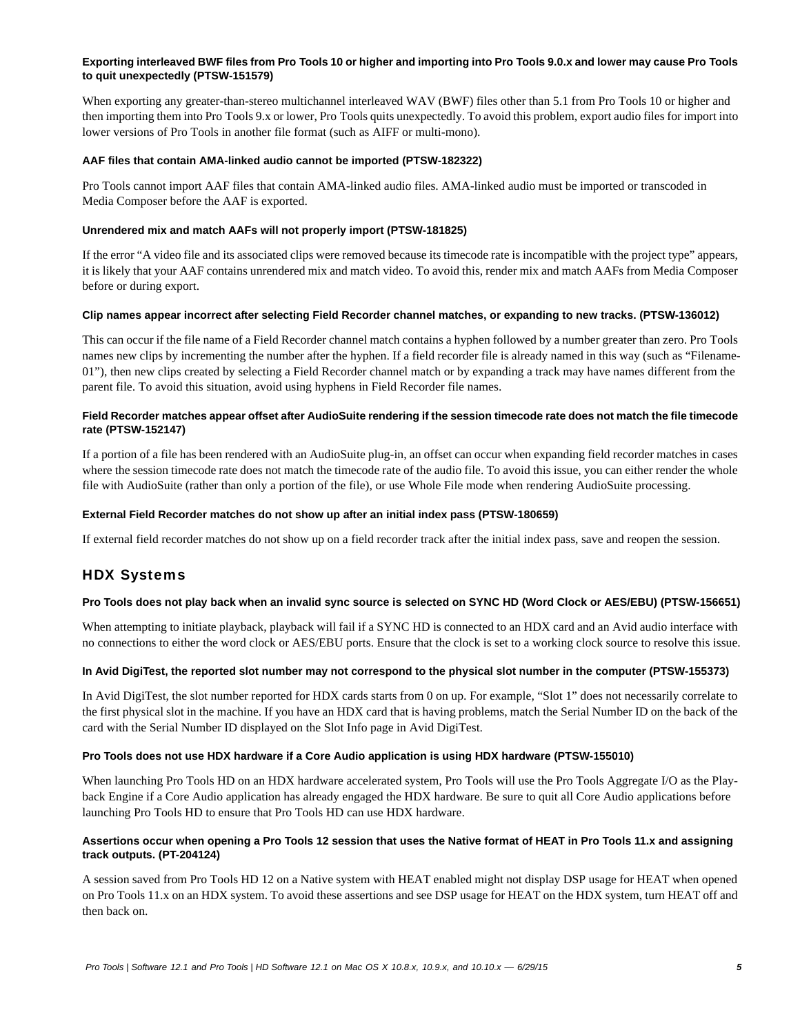#### Exporting interleaved BWF files from Pro Tools 10 or higher and importing into Pro Tools 9.0.x and lower may cause Pro Tools to quit unexpectedly (PTSW-151579)

When exporting any greater-than-stereo multichannel interleaved WAV (BWF) files other than 5.1 from Pro Tools 10 or higher and then importing them into Pro Tools 9.x or lower, Pro Tools quits unexpectedly. To avoid this problem, export audio files for import into lower versions of Pro Tools in another file format (such as AIFF or multi-mono).

#### AAF files that contain AMA-linked audio cannot be imported (PTSW-182322)

Pro Tools cannot import AAF files that contain AMA-linked audio files. AMA-linked audio must be imported or transcoded in Media Composer before the AAF is exported.

#### Unrendered mix and match AAFs will not properly import (PTSW-181825)

If the error "A video file and its associated clips were removed because its timecode rate is incompatible with the project type" appears, it is likely that your AAF contains unrendered mix and match video. To avoid this, render mix and match AAFs from Media Composer before or during export.

#### Clip names appear incorrect after selecting Field Recorder channel matches, or expanding to new tracks. (PTSW-136012)

This can occur if the file name of a Field Recorder channel match contains a hyphen followed by a number greater than zero. Pro Tools names new clips by incrementing the number after the hyphen. If a field recorder file is already named in this way (such as "Filename-01"), then new clips created by selecting a Field Recorder channel match or by expanding a track may have names different from the parent file. To avoid this situation, avoid using hyphens in Field Recorder file names.

#### Field Recorder matches appear offset after AudioSuite rendering if the session timecode rate does not match the file timecode rate (PTSW-152147)

If a portion of a file has been rendered with an AudioSuite plug-in, an offset can occur when expanding field recorder matches in cases where the session timecode rate does not match the timecode rate of the audio file. To avoid this issue, you can either render the whole file with AudioSuite (rather than only a portion of the file), or use Whole File mode when rendering AudioSuite processing.

#### External Field Recorder matches do not show up after an initial index pass (PTSW-180659)

If external field recorder matches do not show up on a field recorder track after the initial index pass, save and reopen the session.

## HDX Systems

#### Pro Tools does not play back when an invalid sync source is selected on SYNC HD (Word Clock or AES/EBU) (PTSW-156651)

When attempting to initiate playback, playback will fail if a SYNC HD is connected to an HDX card and an Avid audio interface with no connections to either the word clock or AES/EBU ports. Ensure that the clock is set to a working clock source to resolve this issue.

#### In Avid DigiTest, the reported slot number may not correspond to the physical slot number in the computer (PTSW-155373)

In Avid DigiTest, the slot number reported for HDX cards starts from 0 on up. For example, "Slot 1" does not necessarily correlate to the first physical slot in the machine. If you have an HDX card that is having problems, match the Serial Number ID on the back of the card with the Serial Number ID displayed on the Slot Info page in Avid DigiTest.

#### Pro Tools does not use HDX hardware if a Core Audio application is using HDX hardware (PTSW-155010)

When launching Pro Tools HD on an HDX hardware accelerated system, Pro Tools will use the Pro Tools Aggregate I/O as the Playback Engine if a Core Audio application has already engaged the HDX hardware. Be sure to quit all Core Audio applications before launching Pro Tools HD to ensure that Pro Tools HD can use HDX hardware.

#### Assertions occur when opening a Pro Tools 12 session that uses the Native format of HEAT in Pro Tools 11.x and assigning track outputs. (PT-204124)

A session saved from Pro Tools HD 12 on a Native system with HEAT enabled might not display DSP usage for HEAT when opened on Pro Tools 11.x on an HDX system. To avoid these assertions and see DSP usage for HEAT on the HDX system, turn HEAT off and then back on.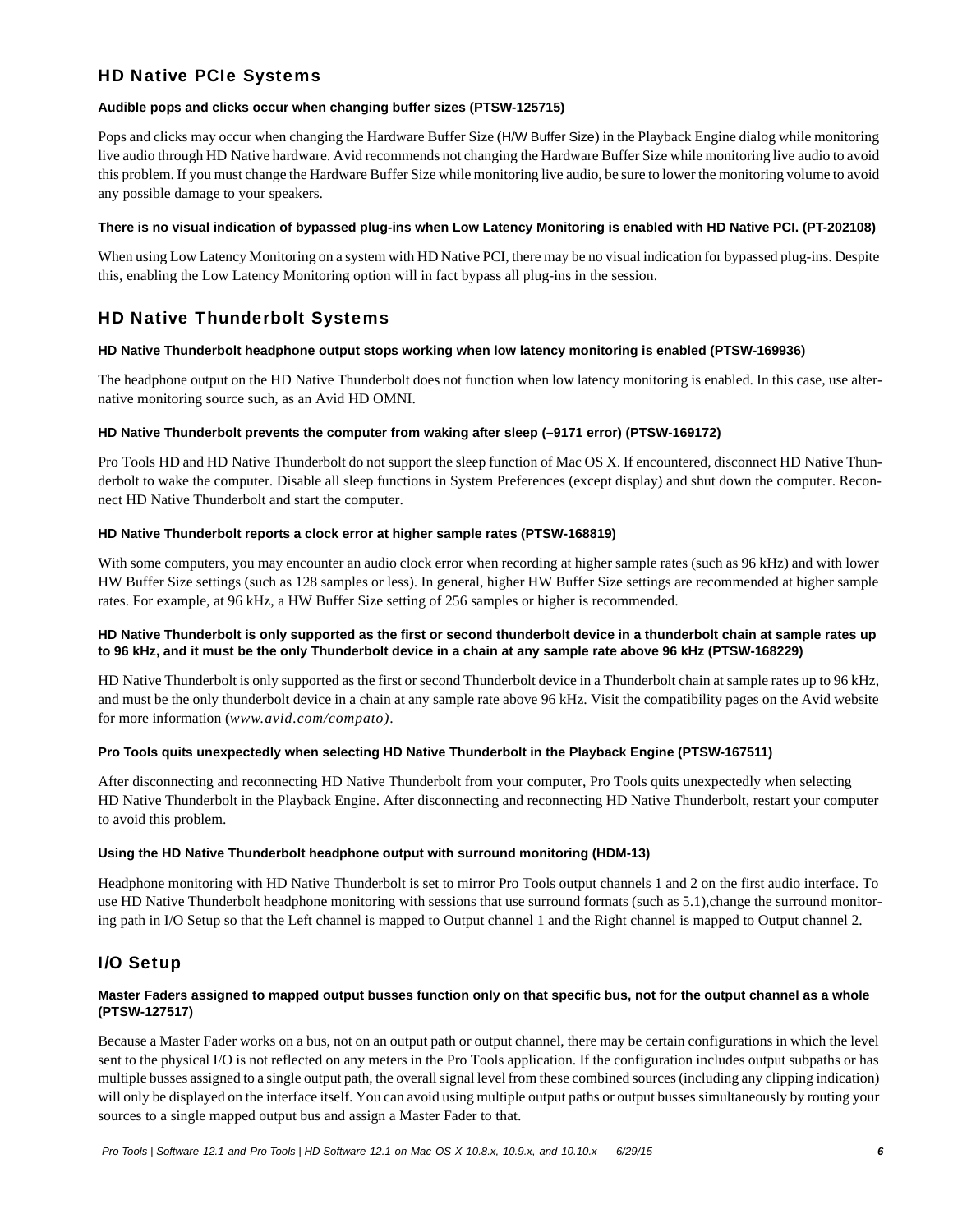## HD Native PCIe Systems

#### Audible pops and clicks occur when changing buffer sizes (PTSW-125715)

Pops and clicks may occur when changing the Hardware Buffer Size (H/W Buffer Size) in the Playback Engine dialog while monitoring live audio through HD Native hardware. Avid recommends not changing the Hardware Buffer Size while monitoring live audio to avoid this problem. If you must change the Hardware Buffer Size while monitoring live audio, be sure to lower the monitoring volume to avoid any possible damage to your speakers.

#### There is no visual indication of bypassed plug-ins when Low Latency Monitoring is enabled with HD Native PCI. (PT-202108)

When using Low Latency Monitoring on a system with HD Native PCI, there may be no visual indication for bypassed plug-ins. Despite this, enabling the Low Latency Monitoring option will in fact bypass all plug-ins in the session.

## HD Native Thunderbolt Systems

#### HD Native Thunderbolt headphone output stops working when low latency monitoring is enabled (PTSW-169936)

The headphone output on the HD Native Thunderbolt does not function when low latency monitoring is enabled. In this case, use alternative monitoring source such, as an Avid HD OMNI.

#### HD Native Thunderbolt prevents the computer from waking after sleep (–9171 error) (PTSW-169172)

Pro Tools HD and HD Native Thunderbolt do not support the sleep function of Mac OS X. If encountered, disconnect HD Native Thunderbolt to wake the computer. Disable all sleep functions in System Preferences (except display) and shut down the computer. Reconnect HD Native Thunderbolt and start the computer.

#### HD Native Thunderbolt reports a clock error at higher sample rates (PTSW-168819)

With some computers, you may encounter an audio clock error when recording at higher sample rates (such as 96 kHz) and with lower HW Buffer Size settings (such as 128 samples or less). In general, higher HW Buffer Size settings are recommended at higher sample rates. For example, at 96 kHz, a HW Buffer Size setting of 256 samples or higher is recommended.

#### HD Native Thunderbolt is only supported as the first or second thunderbolt device in a thunderbolt chain at sample rates up to 96 kHz, and it must be the only Thunderbolt device in a chain at any sample rate above 96 kHz (PTSW-168229)

HD Native Thunderbolt is only supported as the first or second Thunderbolt device in a Thunderbolt chain at sample rates up to 96 kHz, and must be the only thunderbolt device in a chain at any sample rate above 96 kHz. Visit the compatibility pages on the Avid website for more information (*www.avid.com/compato)*.

#### Pro Tools quits unexpectedly when selecting HD Native Thunderbolt in the Playback Engine (PTSW-167511)

After disconnecting and reconnecting HD Native Thunderbolt from your computer, Pro Tools quits unexpectedly when selecting HD Native Thunderbolt in the Playback Engine. After disconnecting and reconnecting HD Native Thunderbolt, restart your computer to avoid this problem.

#### Using the HD Native Thunderbolt headphone output with surround monitoring (HDM-13)

Headphone monitoring with HD Native Thunderbolt is set to mirror Pro Tools output channels 1 and 2 on the first audio interface. To use HD Native Thunderbolt headphone monitoring with sessions that use surround formats (such as 5.1),change the surround monitoring path in I/O Setup so that the Left channel is mapped to Output channel 1 and the Right channel is mapped to Output channel 2.

## I/O Setup

#### Master Faders assigned to mapped output busses function only on that specific bus, not for the output channel as a whole (PTSW-127517)

Because a Master Fader works on a bus, not on an output path or output channel, there may be certain configurations in which the level sent to the physical I/O is not reflected on any meters in the Pro Tools application. If the configuration includes output subpaths or has multiple busses assigned to a single output path, the overall signal level from these combined sources (including any clipping indication) will only be displayed on the interface itself. You can avoid using multiple output paths or output busses simultaneously by routing your sources to a single mapped output bus and assign a Master Fader to that.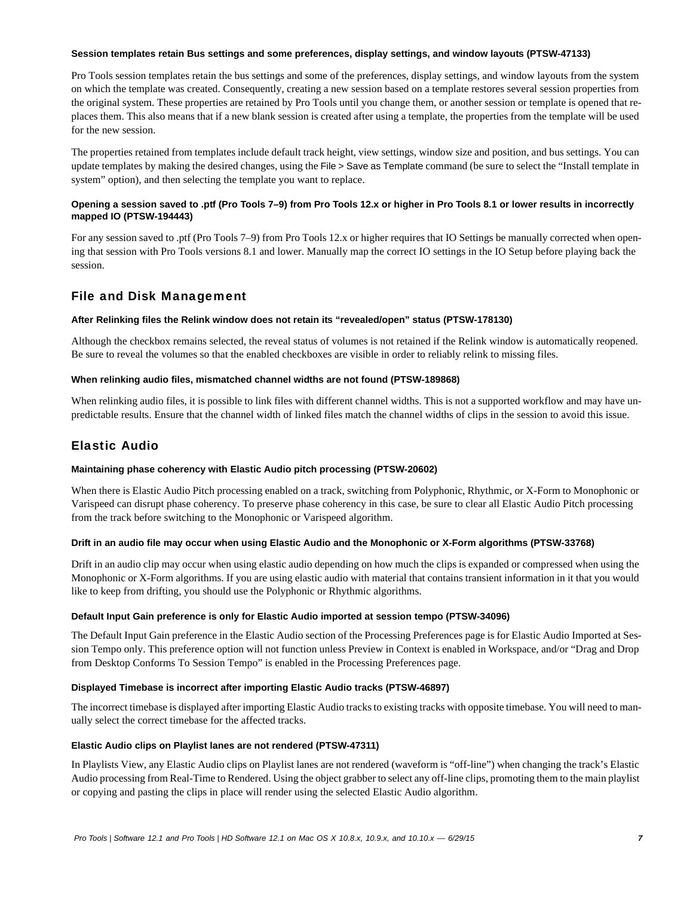#### Session templates retain Bus settings and some preferences, display settings, and window layouts (PTSW-47133)

Pro Tools session templates retain the bus settings and some of the preferences, display settings, and window layouts from the system on which the template was created. Consequently, creating a new session based on a template restores several session properties from the original system. These properties are retained by Pro Tools until you change them, or another session or template is opened that replaces them. This also means that if a new blank session is created after using a template, the properties from the template will be used for the new session.

The properties retained from templates include default track height, view settings, window size and position, and bus settings. You can update templates by making the desired changes, using the File > Save as Template command (be sure to select the “Install template in system” option), and then selecting the template you want to replace.

#### Opening a session saved to .ptf (Pro Tools 7–9) from Pro Tools 12.x or higher in Pro Tools 8.1 or lower results in incorrectly mapped IO (PTSW-194443)

For any session saved to .ptf (Pro Tools 7–9) from Pro Tools 12.x or higher requires that IO Settings be manually corrected when opening that session with Pro Tools versions 8.1 and lower. Manually map the correct IO settings in the IO Setup before playing back the session.

## File and Disk Management

#### After Relinking files the Relink window does not retain its “revealed/open” status (PTSW-178130)

Although the checkbox remains selected, the reveal status of volumes is not retained if the Relink window is automatically reopened. Be sure to reveal the volumes so that the enabled checkboxes are visible in order to reliably relink to missing files.

#### When relinking audio files, mismatched channel widths are not found (PTSW-189868)

When relinking audio files, it is possible to link files with different channel widths. This is not a supported workflow and may have unpredictable results. Ensure that the channel width of linked files match the channel widths of clips in the session to avoid this issue.

## Elastic Audio

#### Maintaining phase coherency with Elastic Audio pitch processing (PTSW-20602)

When there is Elastic Audio Pitch processing enabled on a track, switching from Polyphonic, Rhythmic, or X-Form to Monophonic or Varispeed can disrupt phase coherency. To preserve phase coherency in this case, be sure to clear all Elastic Audio Pitch processing from the track before switching to the Monophonic or Varispeed algorithm.

#### Drift in an audio file may occur when using Elastic Audio and the Monophonic or X-Form algorithms (PTSW-33768)

Drift in an audio clip may occur when using elastic audio depending on how much the clips is expanded or compressed when using the Monophonic or X-Form algorithms. If you are using elastic audio with material that contains transient information in it that you would like to keep from drifting, you should use the Polyphonic or Rhythmic algorithms.

#### Default Input Gain preference is only for Elastic Audio imported at session tempo (PTSW-34096)

The Default Input Gain preference in the Elastic Audio section of the Processing Preferences page is for Elastic Audio Imported at Session Tempo only. This preference option will not function unless Preview in Context is enabled in Workspace, and/or “Drag and Drop from Desktop Conforms To Session Tempo” is enabled in the Processing Preferences page.

#### Displayed Timebase is incorrect after importing Elastic Audio tracks (PTSW-46897)

The incorrect timebase is displayed after importing Elastic Audio tracks to existing tracks with opposite timebase. You will need to manually select the correct timebase for the affected tracks.

#### Elastic Audio clips on Playlist lanes are not rendered (PTSW-47311)

In Playlists View, any Elastic Audio clips on Playlist lanes are not rendered (waveform is “off-line”) when changing the track’s Elastic Audio processing from Real-Time to Rendered. Using the object grabber to select any off-line clips, promoting them to the main playlist or copying and pasting the clips in place will render using the selected Elastic Audio algorithm.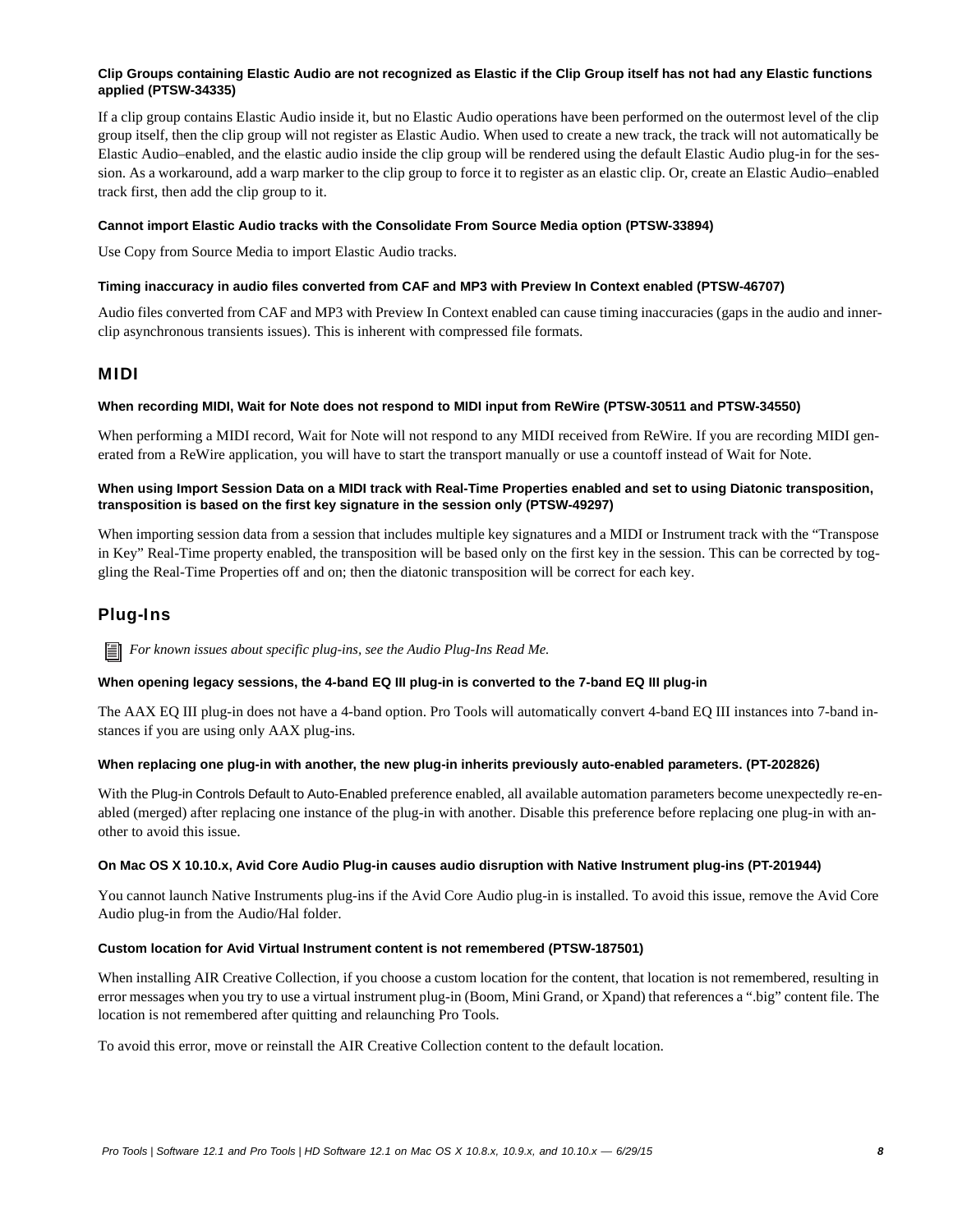#### Clip Groups containing Elastic Audio are not recognized as Elastic if the Clip Group itself has not had any Elastic functions applied (PTSW-34335)

If a clip group contains Elastic Audio inside it, but no Elastic Audio operations have been performed on the outermost level of the clip group itself, then the clip group will not register as Elastic Audio. When used to create a new track, the track will not automatically be Elastic Audio–enabled, and the elastic audio inside the clip group will be rendered using the default Elastic Audio plug-in for the session. As a workaround, add a warp marker to the clip group to force it to register as an elastic clip. Or, create an Elastic Audio–enabled track first, then add the clip group to it.

#### Cannot import Elastic Audio tracks with the Consolidate From Source Media option (PTSW-33894)

Use Copy from Source Media to import Elastic Audio tracks.

#### Timing inaccuracy in audio files converted from CAF and MP3 with Preview In Context enabled (PTSW-46707)

Audio files converted from CAF and MP3 with Preview In Context enabled can cause timing inaccuracies (gaps in the audio and inner-clip asynchronous transients issues). This is inherent with compressed file formats.

## MIDI

#### When recording MIDI, Wait for Note does not respond to MIDI input from ReWire (PTSW-30511 and PTSW-34550)

When performing a MIDI record, Wait for Note will not respond to any MIDI received from ReWire. If you are recording MIDI generated from a ReWire application, you will have to start the transport manually or use a countoff instead of Wait for Note.

#### When using Import Session Data on a MIDI track with Real-Time Properties enabled and set to using Diatonic transposition, transposition is based on the first key signature in the session only (PTSW-49297)

When importing session data from a session that includes multiple key signatures and a MIDI or Instrument track with the "Transpose in Key" Real-Time property enabled, the transposition will be based only on the first key in the session. This can be corrected by toggling the Real-Time Properties off and on; then the diatonic transposition will be correct for each key.

## Plug-Ins

*For known issues about specific plug-ins, see the Audio Plug-Ins Read Me.*

#### When opening legacy sessions, the 4-band EQ III plug-in is converted to the 7-band EQ III plug-in

The AAX EQ III plug-in does not have a 4-band option. Pro Tools will automatically convert 4-band EQ III instances into 7-band instances if you are using only AAX plug-ins.

#### When replacing one plug-in with another, the new plug-in inherits previously auto-enabled parameters. (PT-202826)

With the Plug-in Controls Default to Auto-Enabled preference enabled, all available automation parameters become unexpectedly re-enabled (merged) after replacing one instance of the plug-in with another. Disable this preference before replacing one plug-in with another to avoid this issue.

#### On Mac OS X 10.10.x, Avid Core Audio Plug-in causes audio disruption with Native Instrument plug-ins (PT-201944)

You cannot launch Native Instruments plug-ins if the Avid Core Audio plug-in is installed. To avoid this issue, remove the Avid Core Audio plug-in from the Audio/Hal folder.

#### Custom location for Avid Virtual Instrument content is not remembered (PTSW-187501)

When installing AIR Creative Collection, if you choose a custom location for the content, that location is not remembered, resulting in error messages when you try to use a virtual instrument plug-in (Boom, Mini Grand, or Xpand) that references a ".big" content file. The location is not remembered after quitting and relaunching Pro Tools.

To avoid this error, move or reinstall the AIR Creative Collection content to the default location.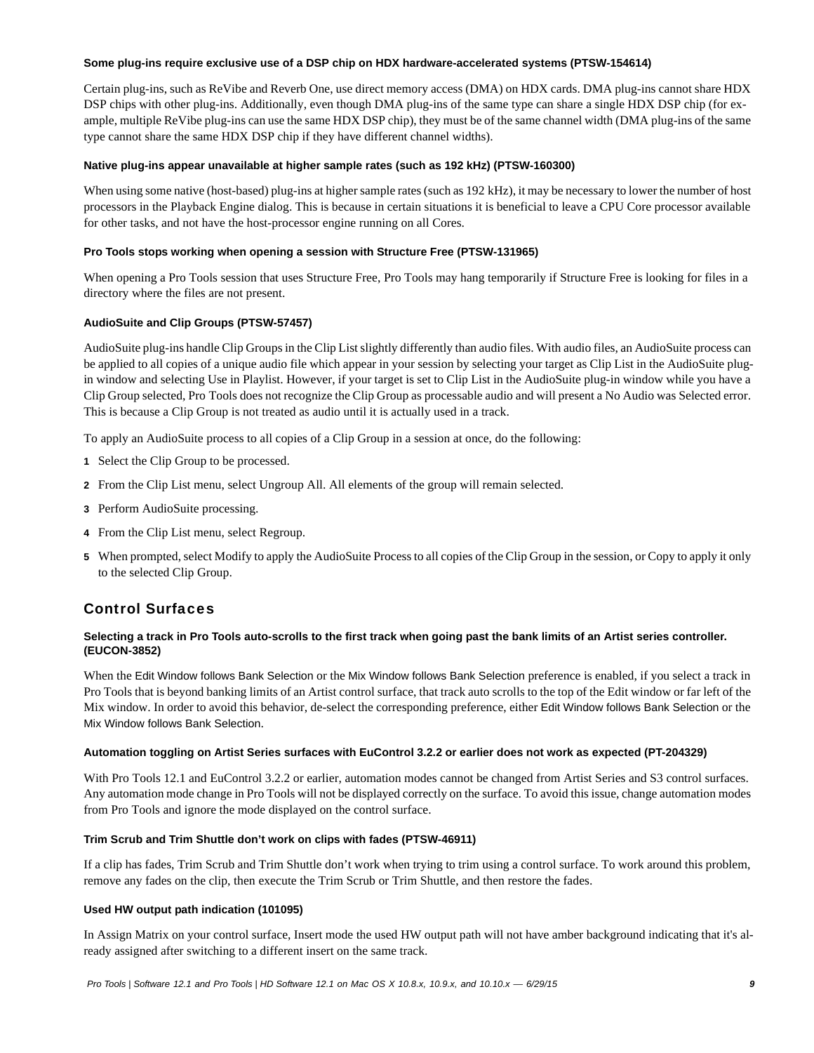#### Some plug-ins require exclusive use of a DSP chip on HDX hardware-accelerated systems (PTSW-154614)

Certain plug-ins, such as ReVibe and Reverb One, use direct memory access (DMA) on HDX cards. DMA plug-ins cannot share HDX DSP chips with other plug-ins. Additionally, even though DMA plug-ins of the same type can share a single HDX DSP chip (for example, multiple ReVibe plug-ins can use the same HDX DSP chip), they must be of the same channel width (DMA plug-ins of the same type cannot share the same HDX DSP chip if they have different channel widths).

#### Native plug-ins appear unavailable at higher sample rates (such as 192 kHz) (PTSW-160300)

When using some native (host-based) plug-ins at higher sample rates (such as 192 kHz), it may be necessary to lower the number of host processors in the Playback Engine dialog. This is because in certain situations it is beneficial to leave a CPU Core processor available for other tasks, and not have the host-processor engine running on all Cores.

#### Pro Tools stops working when opening a session with Structure Free (PTSW-131965)

When opening a Pro Tools session that uses Structure Free, Pro Tools may hang temporarily if Structure Free is looking for files in a directory where the files are not present.

#### AudioSuite and Clip Groups (PTSW-57457)

AudioSuite plug-ins handle Clip Groups in the Clip List slightly differently than audio files. With audio files, an AudioSuite process can be applied to all copies of a unique audio file which appear in your session by selecting your target as Clip List in the AudioSuite plug-in window and selecting Use in Playlist. However, if your target is set to Clip List in the AudioSuite plug-in window while you have a Clip Group selected, Pro Tools does not recognize the Clip Group as processable audio and will present a No Audio was Selected error. This is because a Clip Group is not treated as audio until it is actually used in a track.

To apply an AudioSuite process to all copies of a Clip Group in a session at once, do the following:

1. Select the Clip Group to be processed.
2. From the Clip List menu, select Ungroup All. All elements of the group will remain selected.
3. Perform AudioSuite processing.
4. From the Clip List menu, select Regroup.
5. When prompted, select Modify to apply the AudioSuite Process to all copies of the Clip Group in the session, or Copy to apply it only to the selected Clip Group.

## Control Surfaces

#### Selecting a track in Pro Tools auto-scrolls to the first track when going past the bank limits of an Artist series controller. (EUCON-3852)

When the Edit Window follows Bank Selection or the Mix Window follows Bank Selection preference is enabled, if you select a track in Pro Tools that is beyond banking limits of an Artist control surface, that track auto scrolls to the top of the Edit window or far left of the Mix window. In order to avoid this behavior, de-select the corresponding preference, either Edit Window follows Bank Selection or the Mix Window follows Bank Selection.

#### Automation toggling on Artist Series surfaces with EuControl 3.2.2 or earlier does not work as expected (PT-204329)

With Pro Tools 12.1 and EuControl 3.2.2 or earlier, automation modes cannot be changed from Artist Series and S3 control surfaces. Any automation mode change in Pro Tools will not be displayed correctly on the surface. To avoid this issue, change automation modes from Pro Tools and ignore the mode displayed on the control surface.

#### Trim Scrub and Trim Shuttle don’t work on clips with fades (PTSW-46911)

If a clip has fades, Trim Scrub and Trim Shuttle don’t work when trying to trim using a control surface. To work around this problem, remove any fades on the clip, then execute the Trim Scrub or Trim Shuttle, and then restore the fades.

#### Used HW output path indication (101095)

In Assign Matrix on your control surface, Insert mode the used HW output path will not have amber background indicating that it's already assigned after switching to a different insert on the same track.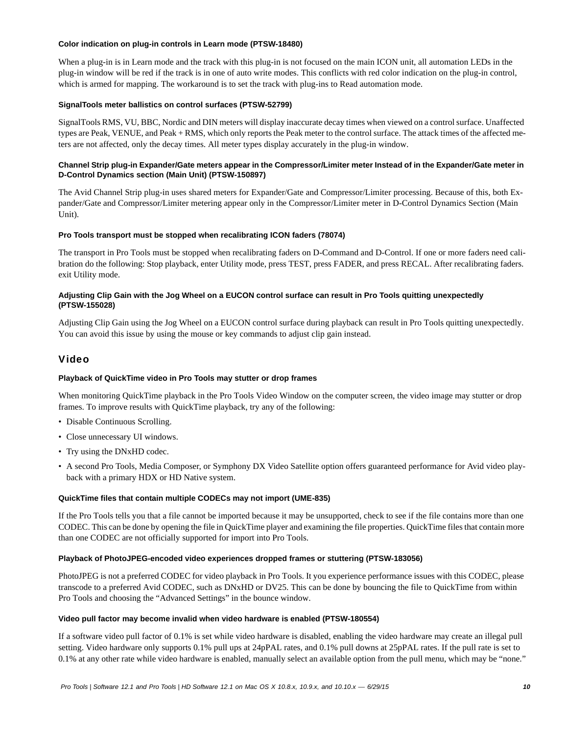#### Color indication on plug-in controls in Learn mode (PTSW-18480)

When a plug-in is in Learn mode and the track with this plug-in is not focused on the main ICON unit, all automation LEDs in the plug-in window will be red if the track is in one of auto write modes. This conflicts with red color indication on the plug-in control, which is armed for mapping. The workaround is to set the track with plug-ins to Read automation mode.

#### SignalTools meter ballistics on control surfaces (PTSW-52799)

SignalTools RMS, VU, BBC, Nordic and DIN meters will display inaccurate decay times when viewed on a control surface. Unaffected types are Peak, VENUE, and Peak + RMS, which only reports the Peak meter to the control surface. The attack times of the affected meters are not affected, only the decay times. All meter types display accurately in the plug-in window.

#### Channel Strip plug-in Expander/Gate meters appear in the Compressor/Limiter meter Instead of in the Expander/Gate meter in D-Control Dynamics section (Main Unit) (PTSW-150897)

The Avid Channel Strip plug-in uses shared meters for Expander/Gate and Compressor/Limiter processing. Because of this, both Expander/Gate and Compressor/Limiter metering appear only in the Compressor/Limiter meter in D-Control Dynamics Section (Main Unit).

#### Pro Tools transport must be stopped when recalibrating ICON faders (78074)

The transport in Pro Tools must be stopped when recalibrating faders on D-Command and D-Control. If one or more faders need calibration do the following: Stop playback, enter Utility mode, press TEST, press FADER, and press RECAL. After recalibrating faders. exit Utility mode.

#### Adjusting Clip Gain with the Jog Wheel on a EUCON control surface can result in Pro Tools quitting unexpectedly (PTSW-155028)

Adjusting Clip Gain using the Jog Wheel on a EUCON control surface during playback can result in Pro Tools quitting unexpectedly. You can avoid this issue by using the mouse or key commands to adjust clip gain instead.

## Video

#### Playback of QuickTime video in Pro Tools may stutter or drop frames

When monitoring QuickTime playback in the Pro Tools Video Window on the computer screen, the video image may stutter or drop frames. To improve results with QuickTime playback, try any of the following:

- Disable Continuous Scrolling.
- Close unnecessary UI windows.
- Try using the DNxHD codec.
- A second Pro Tools, Media Composer, or Symphony DX Video Satellite option offers guaranteed performance for Avid video playback with a primary HDX or HD Native system.

#### QuickTime files that contain multiple CODECs may not import (UME-835)

If the Pro Tools tells you that a file cannot be imported because it may be unsupported, check to see if the file contains more than one CODEC. This can be done by opening the file in QuickTime player and examining the file properties. QuickTime files that contain more than one CODEC are not officially supported for import into Pro Tools.

#### Playback of PhotoJPEG-encoded video experiences dropped frames or stuttering (PTSW-183056)

PhotoJPEG is not a preferred CODEC for video playback in Pro Tools. It you experience performance issues with this CODEC, please transcode to a preferred Avid CODEC, such as DNxHD or DV25. This can be done by bouncing the file to QuickTime from within Pro Tools and choosing the “Advanced Settings” in the bounce window.

#### Video pull factor may become invalid when video hardware is enabled (PTSW-180554)

If a software video pull factor of 0.1% is set while video hardware is disabled, enabling the video hardware may create an illegal pull setting. Video hardware only supports 0.1% pull ups at 24pPAL rates, and 0.1% pull downs at 25pPAL rates. If the pull rate is set to 0.1% at any other rate while video hardware is enabled, manually select an available option from the pull menu, which may be “none.”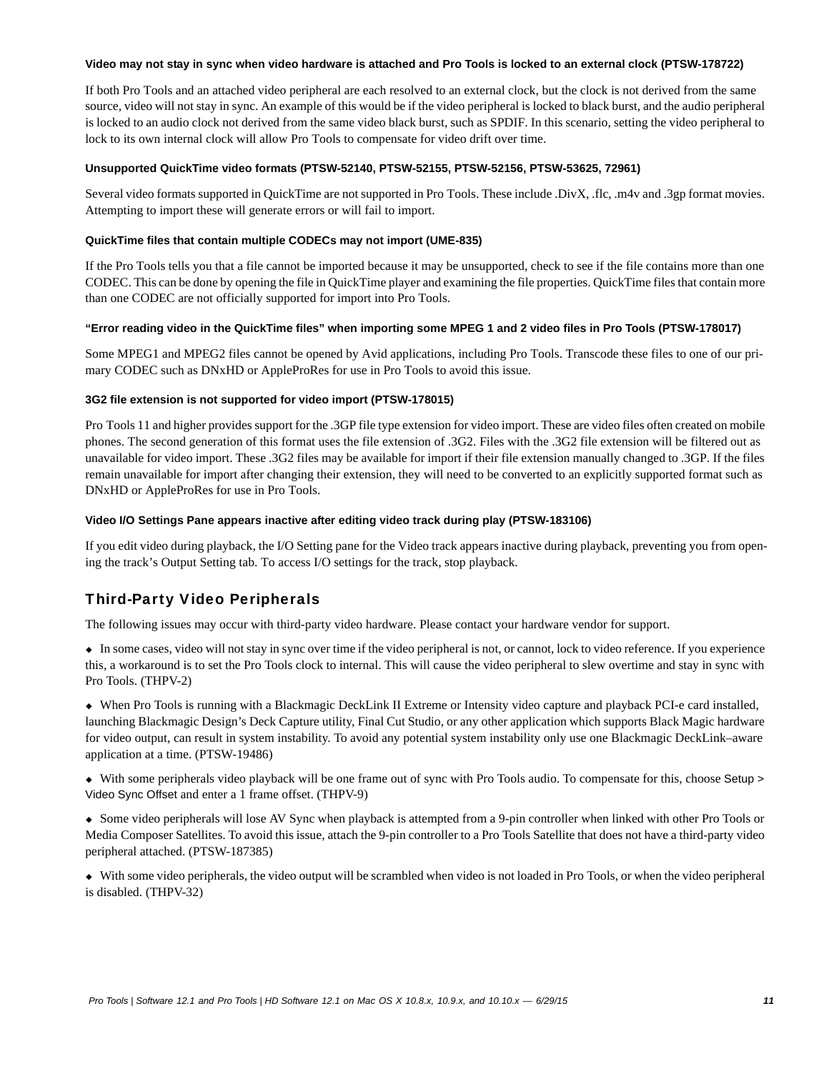#### Video may not stay in sync when video hardware is attached and Pro Tools is locked to an external clock (PTSW-178722)

If both Pro Tools and an attached video peripheral are each resolved to an external clock, but the clock is not derived from the same source, video will not stay in sync. An example of this would be if the video peripheral is locked to black burst, and the audio peripheral is locked to an audio clock not derived from the same video black burst, such as SPDIF. In this scenario, setting the video peripheral to lock to its own internal clock will allow Pro Tools to compensate for video drift over time.

#### Unsupported QuickTime video formats (PTSW-52140, PTSW-52155, PTSW-52156, PTSW-53625, 72961)

Several video formats supported in QuickTime are not supported in Pro Tools. These include .DivX, .flc, .m4v and .3gp format movies. Attempting to import these will generate errors or will fail to import.

#### QuickTime files that contain multiple CODECs may not import (UME-835)

If the Pro Tools tells you that a file cannot be imported because it may be unsupported, check to see if the file contains more than one CODEC. This can be done by opening the file in QuickTime player and examining the file properties. QuickTime files that contain more than one CODEC are not officially supported for import into Pro Tools.

#### “Error reading video in the QuickTime files” when importing some MPEG 1 and 2 video files in Pro Tools (PTSW-178017)

Some MPEG1 and MPEG2 files cannot be opened by Avid applications, including Pro Tools. Transcode these files to one of our primary CODEC such as DNxHD or AppleProRes for use in Pro Tools to avoid this issue.

#### 3G2 file extension is not supported for video import (PTSW-178015)

Pro Tools 11 and higher provides support for the .3GP file type extension for video import. These are video files often created on mobile phones. The second generation of this format uses the file extension of .3G2. Files with the .3G2 file extension will be filtered out as unavailable for video import. These .3G2 files may be available for import if their file extension manually changed to .3GP. If the files remain unavailable for import after changing their extension, they will need to be converted to an explicitly supported format such as DNxHD or AppleProRes for use in Pro Tools.

#### Video I/O Settings Pane appears inactive after editing video track during play (PTSW-183106)

If you edit video during playback, the I/O Setting pane for the Video track appears inactive during playback, preventing you from opening the track’s Output Setting tab. To access I/O settings for the track, stop playback.

## Third-Party Video Peripherals

The following issues may occur with third-party video hardware. Please contact your hardware vendor for support.

- In some cases, video will not stay in sync over time if the video peripheral is not, or cannot, lock to video reference. If you experience this, a workaround is to set the Pro Tools clock to internal. This will cause the video peripheral to slew overtime and stay in sync with Pro Tools. (THPV-2)
- When Pro Tools is running with a Blackmagic DeckLink II Extreme or Intensity video capture and playback PCI-e card installed, launching Blackmagic Design’s Deck Capture utility, Final Cut Studio, or any other application which supports Black Magic hardware for video output, can result in system instability. To avoid any potential system instability only use one Blackmagic DeckLink–aware application at a time. (PTSW-19486)
- With some peripherals video playback will be one frame out of sync with Pro Tools audio. To compensate for this, choose Setup > Video Sync Offset and enter a 1 frame offset. (THPV-9)
- Some video peripherals will lose AV Sync when playback is attempted from a 9-pin controller when linked with other Pro Tools or Media Composer Satellites. To avoid this issue, attach the 9-pin controller to a Pro Tools Satellite that does not have a third-party video peripheral attached. (PTSW-187385)
- With some video peripherals, the video output will be scrambled when video is not loaded in Pro Tools, or when the video peripheral is disabled. (THPV-32)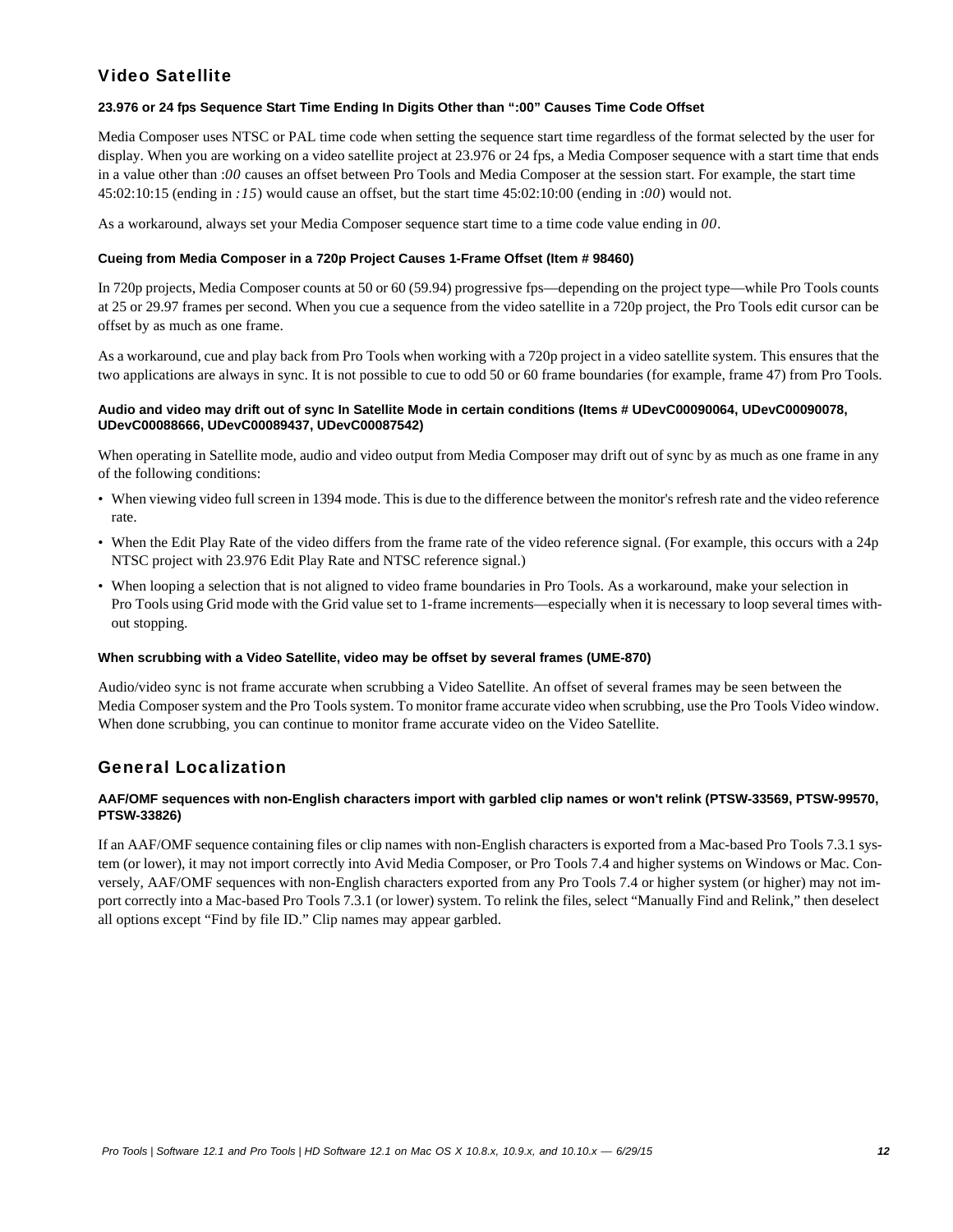## Video Satellite

#### 23.976 or 24 fps Sequence Start Time Ending In Digits Other than ":00" Causes Time Code Offset

Media Composer uses NTSC or PAL time code when setting the sequence start time regardless of the format selected by the user for display. When you are working on a video satellite project at 23.976 or 24 fps, a Media Composer sequence with a start time that ends in a value other than :*00* causes an offset between Pro Tools and Media Composer at the session start. For example, the start time 45:02:10:15 (ending in *:15*) would cause an offset, but the start time 45:02:10:00 (ending in :*00*) would not.

As a workaround, always set your Media Composer sequence start time to a time code value ending in *00*.

#### Cueing from Media Composer in a 720p Project Causes 1-Frame Offset (Item # 98460)

In 720p projects, Media Composer counts at 50 or 60 (59.94) progressive fps—depending on the project type—while Pro Tools counts at 25 or 29.97 frames per second. When you cue a sequence from the video satellite in a 720p project, the Pro Tools edit cursor can be offset by as much as one frame.

As a workaround, cue and play back from Pro Tools when working with a 720p project in a video satellite system. This ensures that the two applications are always in sync. It is not possible to cue to odd 50 or 60 frame boundaries (for example, frame 47) from Pro Tools.

#### Audio and video may drift out of sync In Satellite Mode in certain conditions (Items # UDevC00090064, UDevC00090078, UDevC00088666, UDevC00089437, UDevC00087542)

When operating in Satellite mode, audio and video output from Media Composer may drift out of sync by as much as one frame in any of the following conditions:

- When viewing video full screen in 1394 mode. This is due to the difference between the monitor's refresh rate and the video reference rate.
- When the Edit Play Rate of the video differs from the frame rate of the video reference signal. (For example, this occurs with a 24p NTSC project with 23.976 Edit Play Rate and NTSC reference signal.)
- When looping a selection that is not aligned to video frame boundaries in Pro Tools. As a workaround, make your selection in Pro Tools using Grid mode with the Grid value set to 1-frame increments—especially when it is necessary to loop several times without stopping.

#### When scrubbing with a Video Satellite, video may be offset by several frames (UME-870)

Audio/video sync is not frame accurate when scrubbing a Video Satellite. An offset of several frames may be seen between the Media Composer system and the Pro Tools system. To monitor frame accurate video when scrubbing, use the Pro Tools Video window. When done scrubbing, you can continue to monitor frame accurate video on the Video Satellite.

## General Localization

#### AAF/OMF sequences with non-English characters import with garbled clip names or won't relink (PTSW-33569, PTSW-99570, PTSW-33826)

If an AAF/OMF sequence containing files or clip names with non-English characters is exported from a Mac-based Pro Tools 7.3.1 system (or lower), it may not import correctly into Avid Media Composer, or Pro Tools 7.4 and higher systems on Windows or Mac. Conversely, AAF/OMF sequences with non-English characters exported from any Pro Tools 7.4 or higher system (or higher) may not import correctly into a Mac-based Pro Tools 7.3.1 (or lower) system. To relink the files, select "Manually Find and Relink," then deselect all options except "Find by file ID." Clip names may appear garbled.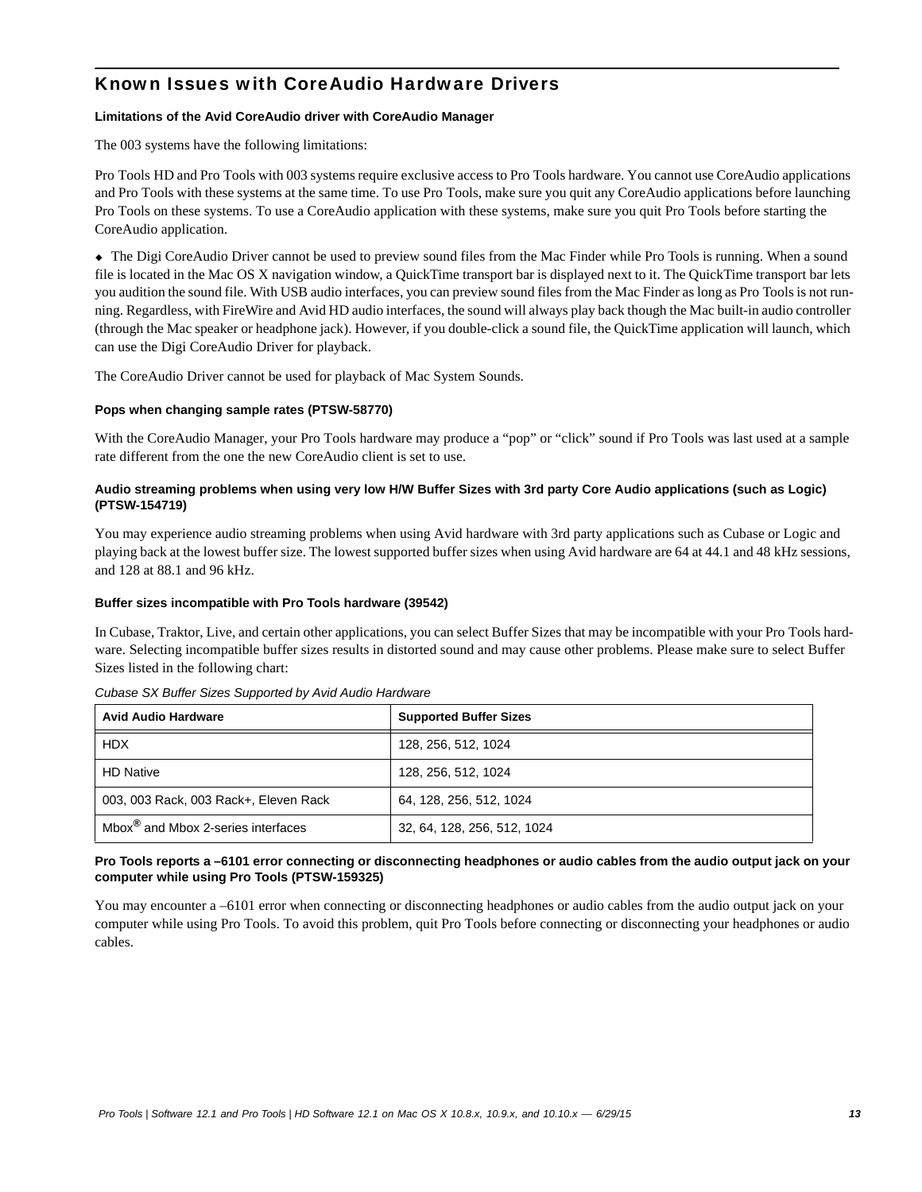## Known Issues with CoreAudio Hardware Drivers

**Limitations of the Avid CoreAudio driver with CoreAudio Manager**

The 003 systems have the following limitations:

Pro Tools HD and Pro Tools with 003 systems require exclusive access to Pro Tools hardware. You cannot use CoreAudio applications and Pro Tools with these systems at the same time. To use Pro Tools, make sure you quit any CoreAudio applications before launching Pro Tools on these systems. To use a CoreAudio application with these systems, make sure you quit Pro Tools before starting the CoreAudio application.

- The Digi CoreAudio Driver cannot be used to preview sound files from the Mac Finder while Pro Tools is running. When a sound file is located in the Mac OS X navigation window, a QuickTime transport bar is displayed next to it. The QuickTime transport bar lets you audition the sound file. With USB audio interfaces, you can preview sound files from the Mac Finder as long as Pro Tools is not running. Regardless, with FireWire and Avid HD audio interfaces, the sound will always play back though the Mac built-in audio controller (through the Mac speaker or headphone jack). However, if you double-click a sound file, the QuickTime application will launch, which can use the Digi CoreAudio Driver for playback.

The CoreAudio Driver cannot be used for playback of Mac System Sounds.

**Pops when changing sample rates (PTSW-58770)**

With the CoreAudio Manager, your Pro Tools hardware may produce a "pop" or "click" sound if Pro Tools was last used at a sample rate different from the one the new CoreAudio client is set to use.

**Audio streaming problems when using very low H/W Buffer Sizes with 3rd party Core Audio applications (such as Logic) (PTSW-154719)**

You may experience audio streaming problems when using Avid hardware with 3rd party applications such as Cubase or Logic and playing back at the lowest buffer size. The lowest supported buffer sizes when using Avid hardware are 64 at 44.1 and 48 kHz sessions, and 128 at 88.1 and 96 kHz.

**Buffer sizes incompatible with Pro Tools hardware (39542)**

In Cubase, Traktor, Live, and certain other applications, you can select Buffer Sizes that may be incompatible with your Pro Tools hardware. Selecting incompatible buffer sizes results in distorted sound and may cause other problems. Please make sure to select Buffer Sizes listed in the following chart:

*Cubase SX Buffer Sizes Supported by Avid Audio Hardware*

| Avid Audio Hardware | Supported Buffer Sizes |
|---|---|
| HDX | 128, 256, 512, 1024 |
| HD Native | 128, 256, 512, 1024 |
| 003, 003 Rack, 003 Rack+, Eleven Rack | 64, 128, 256, 512, 1024 |
| Mbox® and Mbox 2-series interfaces | 32, 64, 128, 256, 512, 1024 |

**Pro Tools reports a –6101 error connecting or disconnecting headphones or audio cables from the audio output jack on your computer while using Pro Tools (PTSW-159325)**

You may encounter a –6101 error when connecting or disconnecting headphones or audio cables from the audio output jack on your computer while using Pro Tools. To avoid this problem, quit Pro Tools before connecting or disconnecting your headphones or audio cables.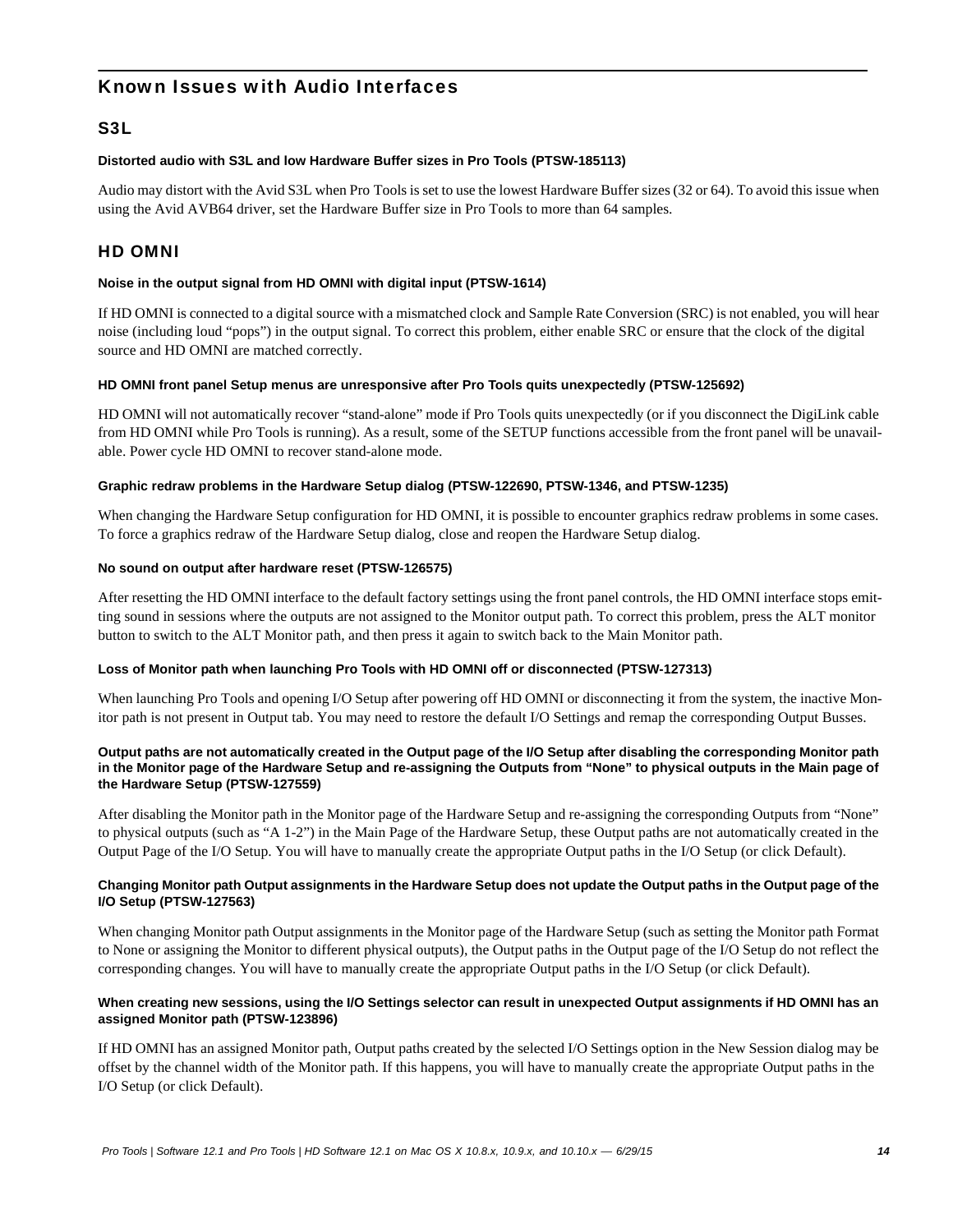## Known Issues with Audio Interfaces

### S3L

**Distorted audio with S3L and low Hardware Buffer sizes in Pro Tools (PTSW-185113)**

Audio may distort with the Avid S3L when Pro Tools is set to use the lowest Hardware Buffer sizes (32 or 64). To avoid this issue when using the Avid AVB64 driver, set the Hardware Buffer size in Pro Tools to more than 64 samples.

### HD OMNI

**Noise in the output signal from HD OMNI with digital input (PTSW-1614)**

If HD OMNI is connected to a digital source with a mismatched clock and Sample Rate Conversion (SRC) is not enabled, you will hear noise (including loud "pops") in the output signal. To correct this problem, either enable SRC or ensure that the clock of the digital source and HD OMNI are matched correctly.

**HD OMNI front panel Setup menus are unresponsive after Pro Tools quits unexpectedly (PTSW-125692)**

HD OMNI will not automatically recover "stand-alone" mode if Pro Tools quits unexpectedly (or if you disconnect the DigiLink cable from HD OMNI while Pro Tools is running). As a result, some of the SETUP functions accessible from the front panel will be unavailable. Power cycle HD OMNI to recover stand-alone mode.

**Graphic redraw problems in the Hardware Setup dialog (PTSW-122690, PTSW-1346, and PTSW-1235)**

When changing the Hardware Setup configuration for HD OMNI, it is possible to encounter graphics redraw problems in some cases. To force a graphics redraw of the Hardware Setup dialog, close and reopen the Hardware Setup dialog.

**No sound on output after hardware reset (PTSW-126575)**

After resetting the HD OMNI interface to the default factory settings using the front panel controls, the HD OMNI interface stops emitting sound in sessions where the outputs are not assigned to the Monitor output path. To correct this problem, press the ALT monitor button to switch to the ALT Monitor path, and then press it again to switch back to the Main Monitor path.

**Loss of Monitor path when launching Pro Tools with HD OMNI off or disconnected (PTSW-127313)**

When launching Pro Tools and opening I/O Setup after powering off HD OMNI or disconnecting it from the system, the inactive Monitor path is not present in Output tab. You may need to restore the default I/O Settings and remap the corresponding Output Busses.

**Output paths are not automatically created in the Output page of the I/O Setup after disabling the corresponding Monitor path in the Monitor page of the Hardware Setup and re-assigning the Outputs from "None" to physical outputs in the Main page of the Hardware Setup (PTSW-127559)**

After disabling the Monitor path in the Monitor page of the Hardware Setup and re-assigning the corresponding Outputs from "None" to physical outputs (such as "A 1-2") in the Main Page of the Hardware Setup, these Output paths are not automatically created in the Output Page of the I/O Setup. You will have to manually create the appropriate Output paths in the I/O Setup (or click Default).

**Changing Monitor path Output assignments in the Hardware Setup does not update the Output paths in the Output page of the I/O Setup (PTSW-127563)**

When changing Monitor path Output assignments in the Monitor page of the Hardware Setup (such as setting the Monitor path Format to None or assigning the Monitor to different physical outputs), the Output paths in the Output page of the I/O Setup do not reflect the corresponding changes. You will have to manually create the appropriate Output paths in the I/O Setup (or click Default).

**When creating new sessions, using the I/O Settings selector can result in unexpected Output assignments if HD OMNI has an assigned Monitor path (PTSW-123896)**

If HD OMNI has an assigned Monitor path, Output paths created by the selected I/O Settings option in the New Session dialog may be offset by the channel width of the Monitor path. If this happens, you will have to manually create the appropriate Output paths in the I/O Setup (or click Default).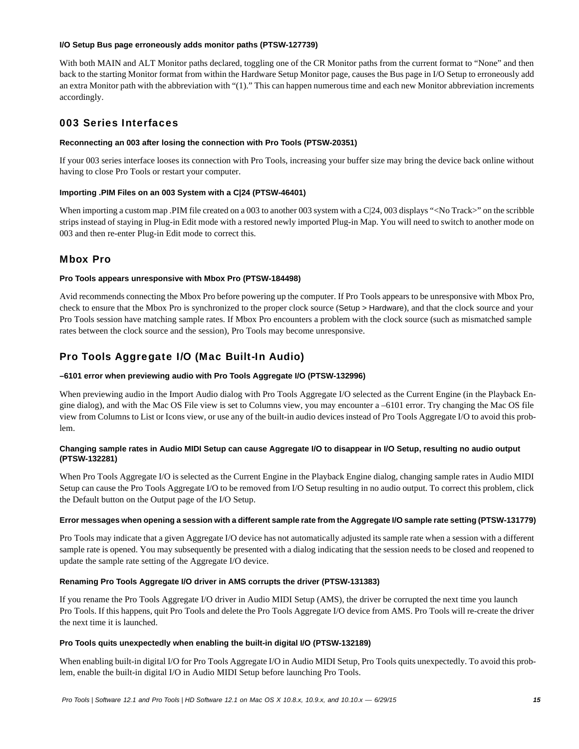#### I/O Setup Bus page erroneously adds monitor paths (PTSW-127739)

With both MAIN and ALT Monitor paths declared, toggling one of the CR Monitor paths from the current format to "None" and then back to the starting Monitor format from within the Hardware Setup Monitor page, causes the Bus page in I/O Setup to erroneously add an extra Monitor path with the abbreviation with "(1)." This can happen numerous time and each new Monitor abbreviation increments accordingly.

## 003 Series Interfaces

#### Reconnecting an 003 after losing the connection with Pro Tools (PTSW-20351)

If your 003 series interface looses its connection with Pro Tools, increasing your buffer size may bring the device back online without having to close Pro Tools or restart your computer.

#### Importing .PIM Files on an 003 System with a C|24 (PTSW-46401)

When importing a custom map .PIM file created on a 003 to another 003 system with a C|24, 003 displays "<No Track>" on the scribble strips instead of staying in Plug-in Edit mode with a restored newly imported Plug-in Map. You will need to switch to another mode on 003 and then re-enter Plug-in Edit mode to correct this.

## Mbox Pro

#### Pro Tools appears unresponsive with Mbox Pro (PTSW-184498)

Avid recommends connecting the Mbox Pro before powering up the computer. If Pro Tools appears to be unresponsive with Mbox Pro, check to ensure that the Mbox Pro is synchronized to the proper clock source (Setup > Hardware), and that the clock source and your Pro Tools session have matching sample rates. If Mbox Pro encounters a problem with the clock source (such as mismatched sample rates between the clock source and the session), Pro Tools may become unresponsive.

## Pro Tools Aggregate I/O (Mac Built-In Audio)

#### –6101 error when previewing audio with Pro Tools Aggregate I/O (PTSW-132996)

When previewing audio in the Import Audio dialog with Pro Tools Aggregate I/O selected as the Current Engine (in the Playback Engine dialog), and with the Mac OS File view is set to Columns view, you may encounter a –6101 error. Try changing the Mac OS file view from Columns to List or Icons view, or use any of the built-in audio devices instead of Pro Tools Aggregate I/O to avoid this problem.

#### Changing sample rates in Audio MIDI Setup can cause Aggregate I/O to disappear in I/O Setup, resulting no audio output (PTSW-132281)

When Pro Tools Aggregate I/O is selected as the Current Engine in the Playback Engine dialog, changing sample rates in Audio MIDI Setup can cause the Pro Tools Aggregate I/O to be removed from I/O Setup resulting in no audio output. To correct this problem, click the Default button on the Output page of the I/O Setup.

#### Error messages when opening a session with a different sample rate from the Aggregate I/O sample rate setting (PTSW-131779)

Pro Tools may indicate that a given Aggregate I/O device has not automatically adjusted its sample rate when a session with a different sample rate is opened. You may subsequently be presented with a dialog indicating that the session needs to be closed and reopened to update the sample rate setting of the Aggregate I/O device.

#### Renaming Pro Tools Aggregate I/O driver in AMS corrupts the driver (PTSW-131383)

If you rename the Pro Tools Aggregate I/O driver in Audio MIDI Setup (AMS), the driver be corrupted the next time you launch Pro Tools. If this happens, quit Pro Tools and delete the Pro Tools Aggregate I/O device from AMS. Pro Tools will re-create the driver the next time it is launched.

#### Pro Tools quits unexpectedly when enabling the built-in digital I/O (PTSW-132189)

When enabling built-in digital I/O for Pro Tools Aggregate I/O in Audio MIDI Setup, Pro Tools quits unexpectedly. To avoid this problem, enable the built-in digital I/O in Audio MIDI Setup before launching Pro Tools.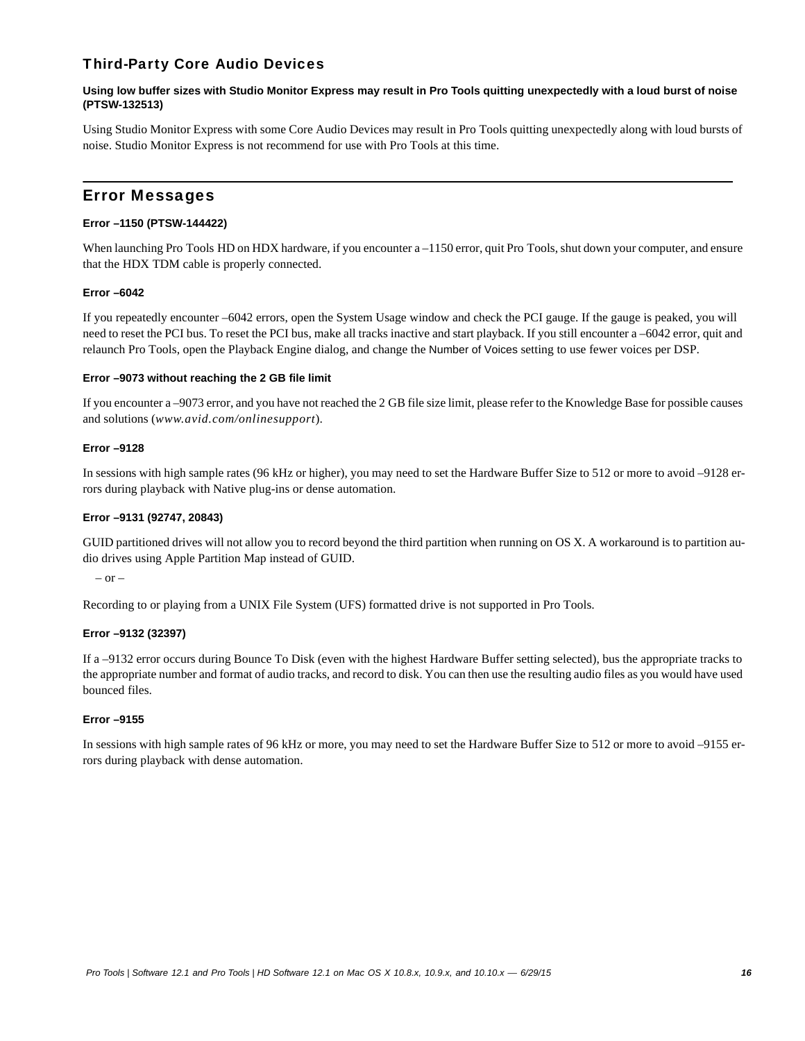## Third-Party Core Audio Devices

#### Using low buffer sizes with Studio Monitor Express may result in Pro Tools quitting unexpectedly with a loud burst of noise (PTSW-132513)

Using Studio Monitor Express with some Core Audio Devices may result in Pro Tools quitting unexpectedly along with loud bursts of noise. Studio Monitor Express is not recommend for use with Pro Tools at this time.

## Error Messages

#### Error –1150 (PTSW-144422)

When launching Pro Tools HD on HDX hardware, if you encounter a –1150 error, quit Pro Tools, shut down your computer, and ensure that the HDX TDM cable is properly connected.

#### Error –6042

If you repeatedly encounter –6042 errors, open the System Usage window and check the PCI gauge. If the gauge is peaked, you will need to reset the PCI bus. To reset the PCI bus, make all tracks inactive and start playback. If you still encounter a –6042 error, quit and relaunch Pro Tools, open the Playback Engine dialog, and change the Number of Voices setting to use fewer voices per DSP.

#### Error –9073 without reaching the 2 GB file limit

If you encounter a –9073 error, and you have not reached the 2 GB file size limit, please refer to the Knowledge Base for possible causes and solutions (*www.avid.com/onlinesupport*).

#### Error –9128

In sessions with high sample rates (96 kHz or higher), you may need to set the Hardware Buffer Size to 512 or more to avoid –9128 errors during playback with Native plug-ins or dense automation.

#### Error –9131 (92747, 20843)

GUID partitioned drives will not allow you to record beyond the third partition when running on OS X. A workaround is to partition audio drives using Apple Partition Map instead of GUID.

– or –

Recording to or playing from a UNIX File System (UFS) formatted drive is not supported in Pro Tools.

#### Error –9132 (32397)

If a –9132 error occurs during Bounce To Disk (even with the highest Hardware Buffer setting selected), bus the appropriate tracks to the appropriate number and format of audio tracks, and record to disk. You can then use the resulting audio files as you would have used bounced files.

#### Error –9155

In sessions with high sample rates of 96 kHz or more, you may need to set the Hardware Buffer Size to 512 or more to avoid –9155 errors during playback with dense automation.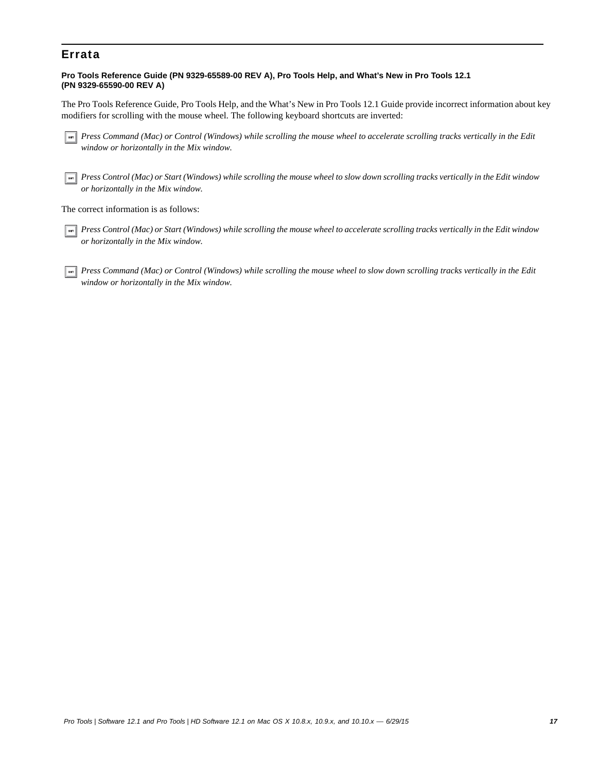## Errata

**Pro Tools Reference Guide (PN 9329-65589-00 REV A), Pro Tools Help, and What's New in Pro Tools 12.1 (PN 9329-65590-00 REV A)**

The Pro Tools Reference Guide, Pro Tools Help, and the What's New in Pro Tools 12.1 Guide provide incorrect information about key modifiers for scrolling with the mouse wheel. The following keyboard shortcuts are inverted:

*Press Command (Mac) or Control (Windows) while scrolling the mouse wheel to accelerate scrolling tracks vertically in the Edit window or horizontally in the Mix window.*

*Press Control (Mac) or Start (Windows) while scrolling the mouse wheel to slow down scrolling tracks vertically in the Edit window or horizontally in the Mix window.*

The correct information is as follows:

*Press Control (Mac) or Start (Windows) while scrolling the mouse wheel to accelerate scrolling tracks vertically in the Edit window or horizontally in the Mix window.*

*Press Command (Mac) or Control (Windows) while scrolling the mouse wheel to slow down scrolling tracks vertically in the Edit window or horizontally in the Mix window.*